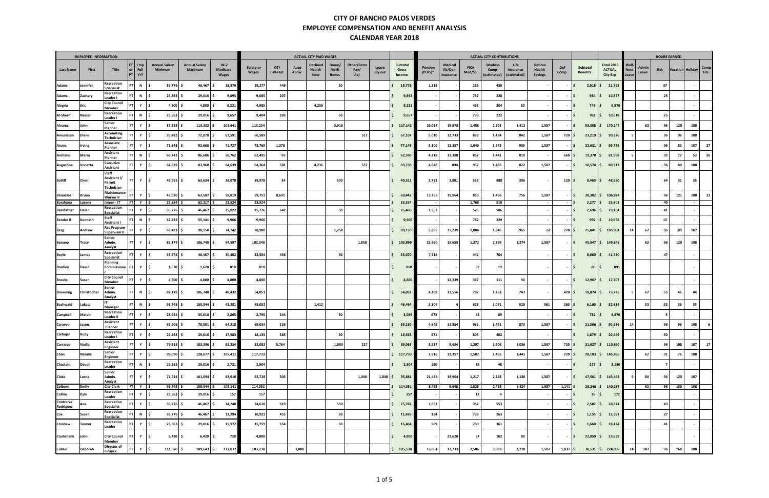# CITY OF RANCHO PALOS VERDES
## EMPLOYEE COMPENSATION AND BENEFIT ANALYSIS
### CALENDAR YEAR 2018

| EMPLOYEE INFORMATION | | | | | | | | ACTUAL CITY PAID WAGES | | | | | | | | ACTUAL CITY CONTRIBUTIONS | | | | | | | | | HOURS EARNED | | | | | |
|---|---|---|---|---|---|---|---|---|---|---|---|---|---|---|---|---|---|---|---|---|---|---|---|---|---|---|---|---|---|---|
| Last Name | First | Title | FT or PT | Emp Full Yr? | Annual Salary Minimum | Annual Salary Maximum | W-2 Medicare Wages | Salary or Wages | OT/ Call-Out | Auto Allow | Declined Health Insur | Bonus/ Merit Bonus | Other/Retro Pay/ Adj | Leave Buy out | Subtotal Gross Income | Pension (PERS)* | Medical Vis/Den Insurance | FICA Med/SS | Workers Comp (estimated) | Life Insurance (estimated) | Retiree Health Savings | Def Comp | Subtotal Benefits | Total 2018 ACTUAL City Exp | Well-Ness Leave | Admin Leave | Sick | Vacation | Holiday | Comp Hrs. |
| Adams | Jennifer | Recreation Specialist | PT | N | $ 35,776 | $ 46,467 | $ 18,570 | 19,277 | 449 | | | 50 | | | $ 19,776 | 1,319 | | 269 | 430 | | - | - | $ 2,018 | $ 21,795 | | | 37 | | - | |
| Adams | Zachary | Recreation Leader I | PT | N | $ 25,563 | $ 29,016 | $ 9,893 | 9,685 | 207 | | | | | | $ 9,893 | - | - | 757 | 228 | | - | - | $ 984 | $ 10,877 | | | 25 | | - | |
| Alegria | Eric | City Council Member | PT | Y | $ 4,800 | $ 4,800 | $ 9,221 | 4,985 | | | 4,236 | | | | $ 9,221 | - | - | 465 | 204 | 80 | - | - | $ 749 | $ 9,970 | | | | | - | |
| Al-Sherif | Nasser | Recreation Leader I | PT | N | $ 25,563 | $ 29,016 | $ 9,657 | 9,404 | 203 | | | 50 | | | $ 9,657 | - | - | 739 | 222 | | - | - | $ 961 | $ 10,618 | | | 25 | | - | |
| Alvarez | John | Senior Planner | FT | Y | $ 87,259 | $ 113,332 | $ 102,641 | 113,224 | | | | 3,918 | | | $ 117,142 | 26,037 | 19,978 | 1,488 | 2,503 | 1,412 | 1,587 | - | $ 53,005 | $ 170,147 | | 62 | 96 | 120 | 108 | |
| Amundson | Diane | Accounting Technician | FT | Y | $ 55,482 | $ 72,078 | $ 61,591 | 66,589 | | | | | 517 | | $ 67,107 | 5,010 | 12,733 | 893 | 1,434 | 842 | 1,587 | 720 | $ 23,219 | $ 90,326 | 5 | | 96 | 96 | 108 | |
| Anaya | Irving | Associate Planner | FT | Y | $ 71,348 | $ 92,668 | $ 71,727 | 75,769 | 1,378 | | | | | | $ 77,148 | 5,100 | 12,357 | 1,040 | 1,642 | 905 | 1,587 | - | $ 22,631 | $ 99,779 | | | 96 | 83 | 107 | 27 |
| Arellano | Mario | Assistant Planner | FT | N | $ 66,742 | $ 86,686 | $ 58,762 | 62,495 | 95 | | | | | | $ 62,590 | 4,218 | 11,388 | 852 | 1,441 | 818 | - | 660 | $ 19,378 | $ 81,968 | 5 | | 92 | 77 | 53 | 26 |
| Augustine | Vonetta | Executive Assistant | FT | Y | $ 64,639 | $ 83,968 | $ 64,639 | 64,364 | 581 | | 4,236 | | 557 | | $ 69,738 | 4,848 | 894 | 937 | 1,485 | 822 | 1,587 | - | $ 10,574 | $ 80,313 | | | 96 | 80 | 108 | |
| Bailiff | Cheri | Staff Assistant I/ Permit Technician | FT | Y | $ 48,995 | $ 63,634 | $ 38,078 | 39,978 | 34 | | | 500 | | | $ 40,511 | 2,721 | 3,881 | 552 | 888 | 306 | - | 120 | $ 8,469 | $ 48,980 | | | 64 | 31 | 35 | |
| Banuelos | Bruno | Maintenance Worker II | FT | Y | $ 43,020 | $ 63,507 | $ 58,819 | 59,751 | 8,691 | | | | | | $ 68,442 | 13,755 | 19,964 | 853 | 1,466 | 756 | 1,587 | - | $ 38,382 | $ 106,824 | | | 96 | 121 | 108 | 23 |
| Barahona | Lorena | Intern - IT | PT | Y | $ 25,854 | $ 62,317 | $ 23,524 | 23,524 | | | | | | | $ 23,524 | - | - | 1,768 | 510 | | - | - | $ 2,277 | $ 25,801 | | | 40 | | - | |
| Barnfather | Helen | Recreation Specialist | PT | Y | $ 35,776 | $ 46,467 | $ 25,022 | 25,776 | 642 | | | 50 | | | $ 26,468 | 1,583 | | 526 | 586 | | - | - | $ 2,696 | $ 29,164 | | | 41 | | - | |
| Bender II | Kenneth | Staff Assistant I | PT | N | $ 42,432 | $ 55,141 | $ 9,966 | 9,966 | | | | | | | $ 9,966 | - | - | 762 | 229 | | - | - | $ 992 | $ 10,958 | | | 15 | | - | |
| Berg | Andrew | Rec Program Supervisor II | FT | Y | $ 69,423 | $ 90,158 | $ 74,742 | 78,900 | | | | 1,250 | | | $ 80,150 | 5,885 | 15,279 | 1,084 | 1,846 | 965 | 62 | 720 | $ 25,841 | $ 105,991 | 14 | 62 | 96 | 80 | 107 | |
| Bonano | Tracy | Senior Admin. Analyst | FT | Y | $ 82,179 | $ 106,748 | $ 94,597 | 102,040 | | | | | 1,858 | | $ 103,899 | 23,660 | 15,655 | 1,372 | 2,399 | 1,274 | 1,587 | - | $ 47,947 | $ 149,846 | | 62 | 96 | 120 | 108 | |
| Boyle | James | Recreation Specialist | PT | Y | $ 35,776 | $ 46,467 | $ 30,462 | 32,584 | 436 | | | 50 | | | $ 33,070 | 7,514 | - | 442 | 704 | | - | - | $ 8,660 | $ 41,730 | | | 47 | | - | |
| Bradley | David | Planning Commissioner | PT | Y | $ 1,620 | $ 1,620 | $ 810 | 810 | | | | | | | $ 810 | - | - | 62 | 19 | | - | - | $ 80 | $ 891 | | | | | - | |
| Brooks | Susan | City Council Member | PT | Y | $ 4,800 | $ 4,800 | $ 4,800 | 4,800 | | | | | | | $ 4,800 | - | 12,339 | 367 | 111 | 90 | - | - | $ 12,907 | $ 17,707 | | | | | - | |
| Browning | Christopher | Senior Admin. Analyst | FT | N | $ 82,179 | $ 106,748 | $ 48,432 | 54,851 | | | | | | | $ 54,851 | 4,189 | 11,556 | 702 | 1,263 | 743 | - | 420 | $ 18,874 | $ 73,725 | 5 | 67 | 55 | 46 | 44 | |
| Buchwald | Lukasz | IT Manager | FT | N | $ 91,745 | $ 155,344 | $ 43,281 | 45,052 | | | 1,412 | | | | $ 46,464 | 3,104 | 6 | 628 | 1,071 | 528 | 561 | 263 | $ 6,160 | $ 52,624 | | 52 | 32 | 39 | 35 | |
| Campbell | Melvin | Recreation Leader II | PT | Y | $ 28,954 | $ 35,610 | $ 2,865 | 2,795 | 244 | | | 50 | | | $ 3,089 | 672 | - | 42 | 69 | | - | - | $ 782 | $ 3,870 | | | 5 | | - | |
| Caraveo | Jason | Assistant Planner | FT | Y | $ 67,906 | $ 78,001 | $ 64,218 | 69,034 | 126 | | | | | | $ 69,160 | 4,649 | 11,854 | 931 | 1,471 | 873 | 1,587 | - | $ 21,366 | $ 90,526 | 14 | | 96 | 96 | 108 | 6 |
| Carbajal | Rudy | Recreation Leader I | PT | Y | $ 25,563 | $ 29,016 | $ 17,983 | 18,133 | 385 | | | 50 | | | $ 18,568 | 671 | - | 805 | 402 | | - | | $ 1,879 | $ 20,446 | | | 50 | | - | |
| Carrasco | Nadia | Assistant Engineer | FT | Y | $ 79,618 | $ 103,396 | $ 83,234 | 82,082 | 5,764 | | | 1,000 | 217 | | $ 89,063 | 5,537 | 9,634 | 1,207 | 1,906 | 1,036 | 1,587 | 720 | $ 21,627 | $ 110,690 | | | 96 | 108 | 107 | 17 |
| Chan | Natalie | Senior Engineer | FT | Y | $ 99,090 | $ 128,677 | $ 109,411 | 117,733 | | | | | | | $ 117,733 | 7,916 | 12,357 | 1,587 | 2,495 | 1,441 | 1,587 | 720 | $ 28,103 | $ 145,836 | | 62 | 91 | 76 | 108 | |
| Chastain | Devon | Recreation Leader | PT | N | $ 25,563 | $ 29,016 | $ 2,721 | 2,904 | | | | | | | $ 2,904 | 190 | - | 39 | 48 | | - | - | $ 277 | $ 3,180 | | | 7 | | - | |
| Cloke | Lorna | Senior Admin. Analyst | FT | Y | $ 72,924 | $ 101,094 | $ 83,916 | 92,728 | 305 | | | | 1,000 | 1,848 | $ 95,881 | 21,434 | 19,964 | 1,217 | 2,228 | 1,130 | 1,587 | - | $ 47,561 | $ 143,442 | 9 | 80 | 96 | 120 | 107 | |
| Colborn | Emily | City Clerk | FT | Y | $ 91,745 | $ 155,344 | $ 105,141 | 114,051 | | | | | | | $ 114,051 | 8,493 | 9,648 | 1,525 | 2,428 | 1,424 | 1,587 | 1,141 | $ 26,246 | $ 140,297 | | 62 | 96 | 133 | 108 | |
| Collins | Kyle | Recreation Leader | PT | Y | $ 25,563 | $ 29,016 | $ 157 | 157 | | | | | | | $ 157 | - | - | 12 | 4 | | - | - | $ 16 | $ 172 | | | | | - | |
| Contreras Rodriguez | Ana | Recreation Specialist | PT | Y | $ 35,776 | $ 46,467 | $ 24,248 | 24,618 | 619 | | | 550 | | | $ 25,787 | 1,682 | - | 352 | 553 | | - | - | $ 2,587 | $ 28,374 | | | 43 | | - | |
| Cox | Susan | Recreation Specialist | PT | N | $ 35,776 | $ 46,467 | $ 11,294 | 10,921 | 455 | | | 50 | | | $ 11,426 | 154 | - | 738 | 263 | | - | - | $ 1,155 | $ 12,581 | | | 27 | | - | |
| Croshaw | Tanner | Recreation Leader | PT | Y | $ 25,563 | $ 29,016 | $ 15,972 | 15,759 | 654 | | | 50 | | | $ 16,464 | 569 | - | 730 | 361 | | - | - | $ 1,660 | $ 18,124 | | | 41 | | - | |
| Cruikshank | John | City Council Member | PT | Y | $ 6,420 | $ 6,420 | $ 738 | 4,800 | | | | | | | $ 4,800 | - | 22,620 | 57 | 102 | 80 | - | - | $ 22,859 | $ 27,659 | | | | | - | |
| Cullen | Deborah | Director of Finance | FT | Y | $ 111,620 | $ 189,643 | $ 172,837 | 183,738 | | 1,800 | | | | | $ 185,538 | 13,664 | 12,733 | 2,506 | 3,993 | 2,210 | 1,587 | 1,837 | $ 38,531 | $ 224,069 | 14 | 107 | 96 | 160 | 108 | |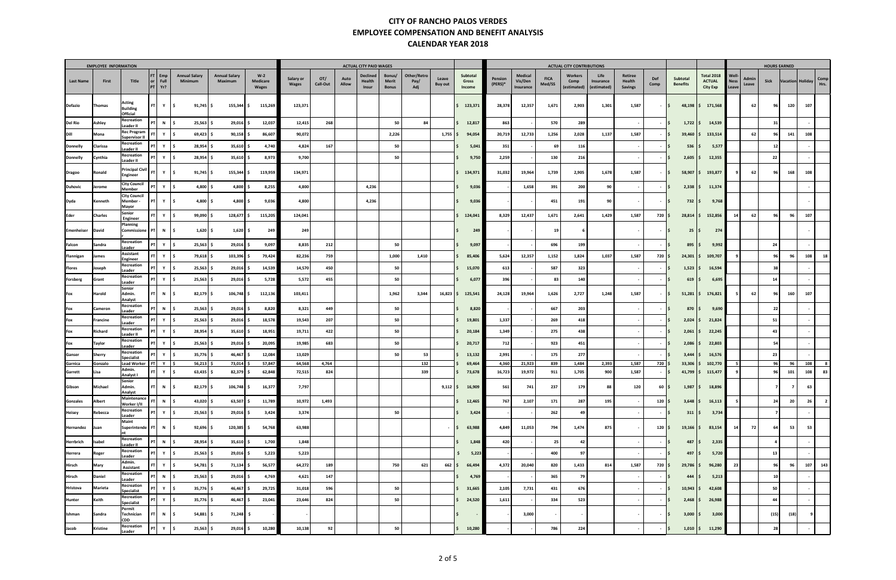# CITY OF RANCHO PALOS VERDES
## EMPLOYEE COMPENSATION AND BENEFIT ANALYSIS
## CALENDAR YEAR 2018

| EMPLOYEE INFORMATION | | | | | | | | ACTUAL CITY PAID WAGES | | | | | | | | ACTUAL CITY CONTRIBUTIONS | | | | | | | | | HOURS EARNED | | | | | |
|---|---|---|---|---|---|---|---|---|---|---|---|---|---|---|---|---|---|---|---|---|---|---|---|---|---|---|---|---|---|---|
| Last Name | First | Title | FT or PT | Emp Full Yr? | Annual Salary Minimum | Annual Salary Maximum | W-2 Medicare Wages | Salary or Wages | OT/ Call-Out | Auto Allow | Declined Health Insur | Bonus/ Merit Bonus | Other/Retro Pay/ Adj | Leave Buy out | Subtotal Gross Income | Pension (PERS)* | Medical Vis/Den Insurance | FICA Med/SS | Workers Comp (estimated) | Life Insurance (estimated) | Retiree Health Savings | Def Comp | Subtotal Benefits | Total 2018 ACTUAL City Exp | Well-Ness Leave | Admin Leave | Sick | Vacation | Holiday | Comp Hrs. |
| Defazio | Thomas | Acting Building Official | FT | Y | $ 91,745 | $ 155,344 | $ 115,269 | 123,371 | | | | | | | $ 123,371 | 28,378 | 12,357 | 1,671 | 2,903 | 1,301 | 1,587 | - | $ 48,198 | $ 171,568 | | 62 | 96 | 120 | 107 | |
| Del Rio | Ashley | Recreation Leader II | PT | N | $ 25,563 | $ 29,016 | $ 12,037 | 12,415 | 268 | | | 50 | 84 | | $ 12,817 | 863 | - | 570 | 289 | | - | - | $ 1,722 | $ 14,539 | | | 31 | | - | |
| Dill | Mona | Rec Program Supervisor II | FT | Y | $ 69,423 | $ 90,158 | $ 86,607 | 90,072 | | | | 2,226 | | 1,755 | $ 94,054 | 20,719 | 12,733 | 1,256 | 2,028 | 1,137 | 1,587 | - | $ 39,460 | $ 133,514 | | 62 | 96 | 141 | 108 | |
| Donnelly | Clarissa | Recreation Leader II | PT | Y | $ 28,954 | $ 35,610 | $ 4,740 | 4,824 | 167 | | | 50 | | | $ 5,041 | 351 | - | 69 | 116 | | - | - | $ 536 | $ 5,577 | | | 12 | | - | |
| Donnelly | Cynthia | Recreation Leader II | PT | Y | $ 28,954 | $ 35,610 | $ 8,973 | 9,700 | | | | 50 | | | $ 9,750 | 2,259 | - | 130 | 216 | | - | - | $ 2,605 | $ 12,355 | | | 22 | | - | |
| Dragoo | Ronald | Principal Civil Engineer | FT | Y | $ 91,745 | $ 155,344 | $ 119,959 | 134,971 | | | | | | | $ 134,971 | 31,032 | 19,964 | 1,739 | 2,905 | 1,678 | 1,587 | - | $ 58,907 | $ 193,877 | 9 | 62 | 96 | 168 | 108 | |
| Duhovic | Jerome | City Council Member | PT | Y | $ 4,800 | $ 4,800 | $ 8,255 | 4,800 | | | 4,236 | | | | $ 9,036 | - | 1,658 | 391 | 200 | 90 | - | - | $ 2,338 | $ 11,374 | | | | | - | |
| Dyda | Kenneth | City Council Member - Mayor | PT | Y | $ 4,800 | $ 4,800 | $ 9,036 | 4,800 | | | 4,236 | | | | $ 9,036 | - | - | 451 | 191 | 90 | - | - | $ 732 | $ 9,768 | | | | | - | |
| Eder | Charles | Senior Engineer | FT | Y | $ 99,090 | $ 128,677 | $ 115,205 | 124,041 | | | | | | | $ 124,041 | 8,329 | 12,437 | 1,671 | 2,641 | 1,429 | 1,587 | 720 | $ 28,814 | $ 152,856 | 14 | 62 | 96 | 96 | 107 | |
| Emenheiser | David | Planning Commissioner | PT | N | $ 1,620 | $ 1,620 | $ 249 | 249 | | | | | | | $ 249 | - | - | 19 | 6 | | - | - | $ 25 | $ 274 | | | | | - | |
| Falcon | Sandra | Recreation Leader | PT | Y | $ 25,563 | $ 29,016 | $ 9,097 | 8,835 | 212 | | | 50 | | | $ 9,097 | - | - | 696 | 199 | | - | - | $ 895 | $ 9,992 | | | 24 | | - | |
| Flannigan | James | Assistant Engineer | FT | Y | $ 79,618 | $ 103,396 | $ 79,424 | 82,236 | 759 | | | 1,000 | 1,410 | | $ 85,406 | 5,624 | 12,357 | 1,152 | 1,824 | 1,037 | 1,587 | 720 | $ 24,301 | $ 109,707 | 9 | | 96 | 96 | 108 | 18 |
| Flores | Joseph | Recreation Leader | PT | Y | $ 25,563 | $ 29,016 | $ 14,539 | 14,570 | 450 | | | 50 | | | $ 15,070 | 613 | - | 587 | 323 | | - | - | $ 1,523 | $ 16,594 | | | 38 | | - | |
| Forsberg | Grant | Recreation Leader | PT | Y | $ 25,563 | $ 29,016 | $ 5,728 | 5,572 | 455 | | | 50 | | | $ 6,077 | 396 | - | 83 | 140 | | - | - | $ 619 | $ 6,695 | | | 14 | | - | |
| Fox | Harold | Senior Admin. Analyst | FT | N | $ 82,179 | $ 106,748 | $ 112,136 | 103,411 | | | | 1,962 | 3,344 | 16,823 | $ 125,541 | 24,128 | 19,964 | 1,626 | 2,727 | 1,248 | 1,587 | - | $ 51,281 | $ 176,821 | 5 | 62 | 96 | 160 | 107 | |
| Fox | Cameron | Recreation Leader | PT | N | $ 25,563 | $ 29,016 | $ 8,820 | 8,321 | 449 | | | 50 | | | $ 8,820 | - | - | 667 | 203 | | - | - | $ 870 | $ 9,690 | | | 22 | | - | |
| Fox | Francine | Recreation Leader | PT | Y | $ 25,563 | $ 29,016 | $ 18,578 | 19,543 | 207 | | | 50 | | | $ 19,801 | 1,337 | - | 269 | 418 | | - | - | $ 2,024 | $ 21,824 | | | 51 | | - | |
| Fox | Richard | Recreation Leader II | PT | Y | $ 28,954 | $ 35,610 | $ 18,951 | 19,711 | 422 | | | 50 | | | $ 20,184 | 1,349 | - | 275 | 438 | | - | - | $ 2,061 | $ 22,245 | | | 43 | | - | |
| Fox | Taylor | Recreation Leader | PT | Y | $ 25,563 | $ 29,016 | $ 20,095 | 19,985 | 683 | | | 50 | | | $ 20,717 | 712 | - | 923 | 451 | | - | - | $ 2,086 | $ 22,803 | | | 54 | | - | |
| Ganser | Sherry | Recreation Specialist | PT | Y | $ 35,776 | $ 46,467 | $ 12,084 | 13,029 | | | | 50 | 53 | | $ 13,132 | 2,991 | - | 175 | 277 | | - | - | $ 3,444 | $ 16,576 | | | 23 | | - | |
| Garnica | Gonzalo | Lead Worker | FT | Y | $ 56,213 | $ 73,014 | $ 57,847 | 64,568 | 4,764 | | | | 132 | | $ 69,464 | 4,360 | 21,923 | 839 | 1,484 | 2,393 | 1,587 | 720 | $ 33,306 | $ 102,770 | 5 | | 96 | 96 | 108 | 8 |
| Garrett | Lisa | Admin. Analyst I | FT | Y | $ 63,435 | $ 82,379 | $ 62,848 | 72,515 | 824 | | | | 339 | | $ 73,678 | 16,723 | 19,972 | 911 | 1,705 | 900 | 1,587 | - | $ 41,799 | $ 115,477 | 9 | | 96 | 101 | 108 | 83 |
| Gibson | Michael | Senior Admin. Analyst | FT | N | $ 82,179 | $ 106,748 | $ 16,377 | 7,797 | | | | | | 9,112 | $ 16,909 | 561 | 741 | 237 | 179 | 88 | 120 | 60 | $ 1,987 | $ 18,896 | | | 7 | 7 | 63 | |
| Gonzales | Albert | Maintenance Worker I/II | FT | N | $ 43,020 | $ 63,507 | $ 11,789 | 10,972 | 1,493 | | | | | | $ 12,465 | 767 | 2,107 | 171 | 287 | 195 | - | 120 | $ 3,648 | $ 16,113 | 5 | | 24 | 20 | 26 | 2 |
| Heisey | Rebecca | Recreation Leader | PT | Y | $ 25,563 | $ 29,016 | $ 3,424 | 3,374 | | | | 50 | | | $ 3,424 | - | - | 262 | 49 | | - | - | $ 311 | $ 3,734 | | | 7 | | - | |
| Hernandez | Juan | Maint Superintendent | FT | N | $ 92,696 | $ 120,385 | $ 54,768 | 63,988 | | | | | | - | $ 63,988 | 4,849 | 11,053 | 794 | 1,474 | 875 | - | 120 | $ 19,166 | $ 83,154 | 14 | 72 | 64 | 53 | 53 | |
| Herrbrich | Isabel | Recreation Leader II | PT | N | $ 28,954 | $ 35,610 | $ 1,700 | 1,848 | | | | | | | $ 1,848 | 420 | - | 25 | 42 | | - | - | $ 487 | $ 2,335 | | | 4 | | - | |
| Herrera | Roger | Recreation Leader | PT | Y | $ 25,563 | $ 29,016 | $ 5,223 | 5,223 | | | | | | | $ 5,223 | - | - | 400 | 97 | | - | - | $ 497 | $ 5,720 | | | 13 | | - | |
| Hirsch | Mary | Admin. Assistant | FT | Y | $ 54,781 | $ 71,134 | $ 56,577 | 64,272 | 189 | | | 750 | 621 | 662 | $ 66,494 | 4,372 | 20,040 | 820 | 1,433 | 814 | 1,587 | 720 | $ 29,786 | $ 96,280 | 23 | | 96 | 96 | 107 | 143 |
| Hirsch | Daniel | Recreation Leader | PT | N | $ 25,563 | $ 29,016 | $ 4,769 | 4,621 | 147 | | | | | | $ 4,769 | - | - | 365 | 79 | | - | - | $ 444 | $ 5,213 | | | 10 | | - | |
| Hristova | Marieta | Recreation Specialist | PT | Y | $ 35,776 | $ 46,467 | $ 29,725 | 31,018 | 596 | | | 50 | | | $ 31,665 | 2,105 | 7,731 | 431 | 676 | | - | - | $ 10,943 | $ 42,608 | | | 50 | | - | |
| Hunter | Keith | Recreation Specialist | PT | Y | $ 35,776 | $ 46,467 | $ 23,041 | 23,646 | 824 | | | 50 | | | $ 24,520 | 1,611 | - | 334 | 523 | | - | - | $ 2,468 | $ 26,988 | | | 44 | | - | |
| Ishman | Sandra | Permit Technician CDD | FT | N | $ 54,881 | $ 71,248 | $ - | - | | | | | | | $ - | - | 3,000 | - | - | | - | - | $ 3,000 | $ 3,000 | | | (15) | (18) | 9 | |
| Jacob | Kristine | Recreation Leader | PT | Y | $ 25,563 | $ 29,016 | $ 10,280 | 10,138 | 92 | | | 50 | | | $ 10,280 | - | - | 786 | 224 | | - | - | $ 1,010 | $ 11,290 | | | 28 | | - | |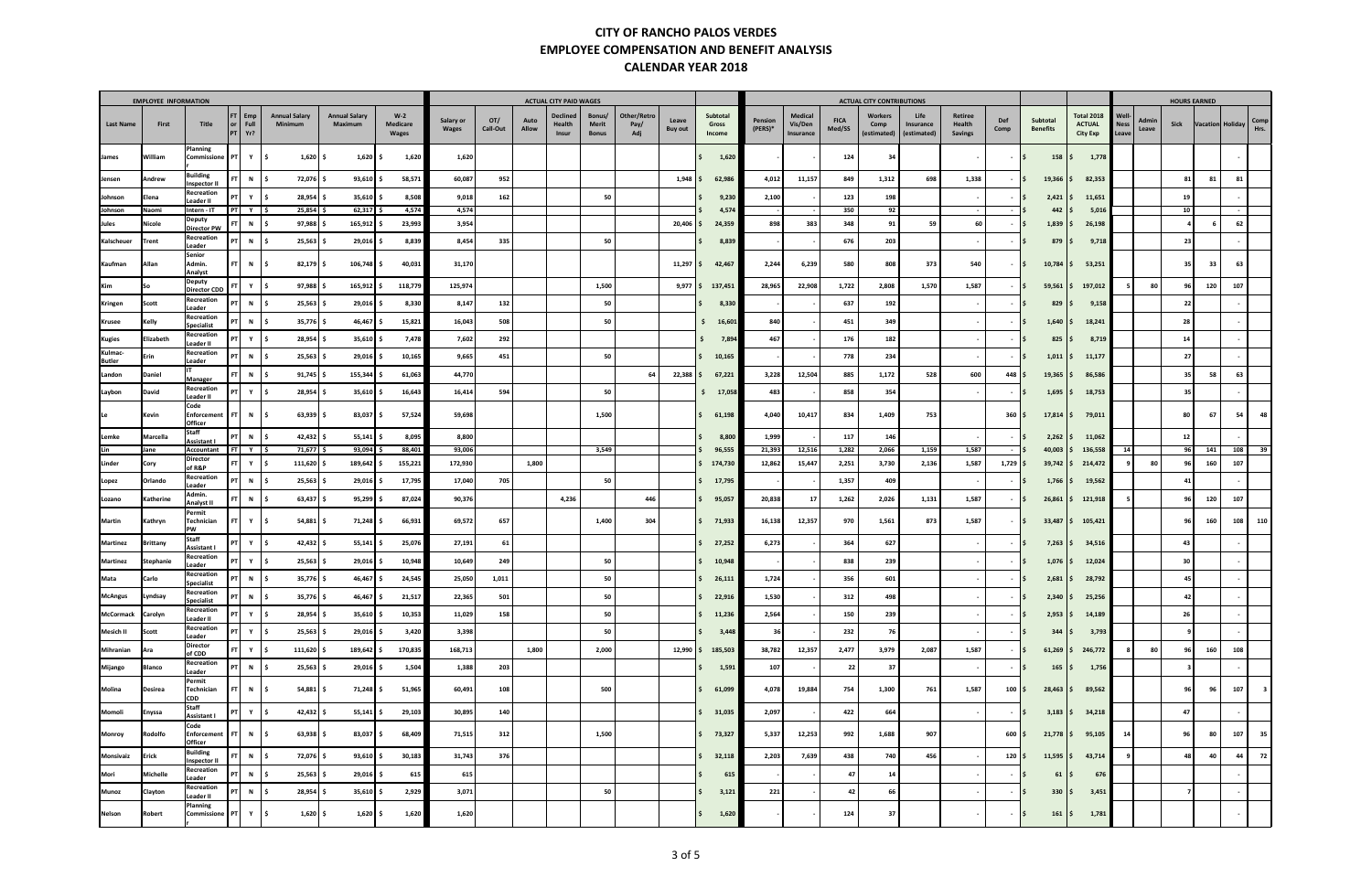# CITY OF RANCHO PALOS VERDES
## EMPLOYEE COMPENSATION AND BENEFIT ANALYSIS
## CALENDAR YEAR 2018

| EMPLOYEE INFORMATION | | | | | | | | ACTUAL CITY PAID WAGES | | | | | | | | | ACTUAL CITY CONTRIBUTIONS | | | | | | | | | | HOURS EARNED | | | | | |
|---|---|---|---|---|---|---|---|---|---|---|---|---|---|---|---|---|---|---|---|---|---|---|---|---|---|---|---|---|---|---|---|---|
| Last Name | First | Title | FT or PT | Emp Full Yr? | Annual Salary Minimum | Annual Salary Maximum | W-2 Medicare Wages | Salary or Wages | OT/ Call-Out | Auto Allow | Declined Health Insur | Bonus/ Merit Bonus | Other/Retro Pay/ Adj | Leave Buy out | Subtotal Gross Income | Pension (PERS)* | Medical Vis/Den Insurance | FICA Med/SS | Workers Comp (estimated) | Life Insurance (estimated) | Retiree Health Savings | Def Comp | Subtotal Benefits | Total 2018 ACTUAL City Exp | Well-Ness Leave | Admin Leave | Sick | Vacation | Holiday | Comp Hrs. |
| James | William | Planning Commissioner | PT | Y | $ 1,620 | $ 1,620 | $ 1,620 | 1,620 | | | | | | | $ 1,620 | - | - | 124 | 34 | | - | - | $ 158 | $ 1,778 | | | | | - | |
| Jensen | Andrew | Building Inspector II | FT | N | $ 72,076 | $ 93,610 | $ 58,571 | 60,087 | 952 | | | | | 1,948 | $ 62,986 | 4,012 | 11,157 | 849 | 1,312 | 698 | 1,338 | - | $ 19,366 | $ 82,353 | | | 81 | 81 | 81 | |
| Johnson | Elena | Recreation Leader II | PT | Y | $ 28,954 | $ 35,610 | $ 8,508 | 9,018 | 162 | | | 50 | | | $ 9,230 | 2,100 | - | 123 | 198 | | - | - | $ 2,421 | $ 11,651 | | | 19 | | - | |
| Johnson | Naomi | Intern - IT | PT | Y | $ 25,854 | $ 62,317 | $ 4,574 | 4,574 | | | | | | | $ 4,574 | - | - | 350 | 92 | | - | - | $ 442 | $ 5,016 | | | 10 | | - | |
| Jules | Nicole | Deputy Director PW | FT | N | $ 97,988 | $ 165,912 | $ 23,993 | 3,954 | | | | | | 20,406 | $ 24,359 | 898 | 383 | 348 | 91 | 59 | 60 | - | $ 1,839 | $ 26,198 | | | 4 | 6 | 62 | |
| Kalscheuer | Trent | Recreation Leader | PT | N | $ 25,563 | $ 29,016 | $ 8,839 | 8,454 | 335 | | | 50 | | | $ 8,839 | - | - | 676 | 203 | | - | - | $ 879 | $ 9,718 | | | 23 | | - | |
| Kaufman | Allan | Senior Admin. Analyst | FT | N | $ 82,179 | $ 106,748 | $ 40,031 | 31,170 | | | | | | 11,297 | $ 42,467 | 2,244 | 6,239 | 580 | 808 | 373 | 540 | - | $ 10,784 | $ 53,251 | | | 35 | 33 | 63 | |
| Kim | So | Deputy Director CDD | FT | Y | $ 97,988 | $ 165,912 | $ 118,779 | 125,974 | | | | 1,500 | | 9,977 | $ 137,451 | 28,965 | 22,908 | 1,722 | 2,808 | 1,570 | 1,587 | - | $ 59,561 | $ 197,012 | 5 | 80 | 96 | 120 | 107 | |
| Kringen | Scott | Recreation Leader | PT | N | $ 25,563 | $ 29,016 | $ 8,330 | 8,147 | 132 | | | 50 | | | $ 8,330 | - | - | 637 | 192 | | - | - | $ 829 | $ 9,158 | | | 22 | | - | |
| Krusee | Kelly | Recreation Specialist | PT | N | $ 35,776 | $ 46,467 | $ 15,821 | 16,043 | 508 | | | 50 | | | $ 16,601 | 840 | - | 451 | 349 | | - | - | $ 1,640 | $ 18,241 | | | 28 | | - | |
| Kugies | Elizabeth | Recreation Leader II | PT | Y | $ 28,954 | $ 35,610 | $ 7,478 | 7,602 | 292 | | | | | | $ 7,894 | 467 | - | 176 | 182 | | - | - | $ 825 | $ 8,719 | | | 14 | | - | |
| Kulmac-Butler | Erin | Recreation Leader | PT | N | $ 25,563 | $ 29,016 | $ 10,165 | 9,665 | 451 | | | 50 | | | $ 10,165 | - | - | 778 | 234 | | - | - | $ 1,011 | $ 11,177 | | | 27 | | - | |
| Landon | Daniel | IT Manager | FT | N | $ 91,745 | $ 155,344 | $ 61,063 | 44,770 | | | | | 64 | 22,388 | $ 67,221 | 3,228 | 12,504 | 885 | 1,172 | 528 | 600 | 448 | $ 19,365 | $ 86,586 | | | 35 | 58 | 63 | |
| Laybon | David | Recreation Leader II | PT | Y | $ 28,954 | $ 35,610 | $ 16,643 | 16,414 | 594 | | | 50 | | | $ 17,058 | 483 | - | 858 | 354 | | - | - | $ 1,695 | $ 18,753 | | | 35 | | - | |
| Le | Kevin | Code Enforcement Officer | FT | N | $ 63,939 | $ 83,037 | $ 57,524 | 59,698 | | | | 1,500 | | | $ 61,198 | 4,040 | 10,417 | 834 | 1,409 | 753 | | 360 | $ 17,814 | $ 79,011 | | | 80 | 67 | 54 | 48 |
| Lemke | Marcella | Staff Assistant I | PT | N | $ 42,432 | $ 55,141 | $ 8,095 | 8,800 | | | | | | | $ 8,800 | 1,999 | - | 117 | 146 | | - | - | $ 2,262 | $ 11,062 | | | 12 | | - | |
| Lin | Jane | Accountant | FT | Y | $ 71,677 | $ 93,094 | $ 88,401 | 93,006 | | | | 3,549 | | | $ 96,555 | 21,393 | 12,516 | 1,282 | 2,066 | 1,159 | 1,587 | - | $ 40,003 | $ 136,558 | 14 | | 96 | 141 | 108 | 39 |
| Linder | Cory | Director of R&P | FT | Y | $ 111,620 | $ 189,642 | $ 155,221 | 172,930 | | 1,800 | | | | | $ 174,730 | 12,862 | 15,447 | 2,251 | 3,730 | 2,136 | 1,587 | 1,729 | $ 39,742 | $ 214,472 | 9 | 80 | 96 | 160 | 107 | |
| Lopez | Orlando | Recreation Leader | PT | N | $ 25,563 | $ 29,016 | $ 17,795 | 17,040 | 705 | | | 50 | | | $ 17,795 | - | - | 1,357 | 409 | | - | - | $ 1,766 | $ 19,562 | | | 41 | | - | |
| Lozano | Katherine | Admin. Analyst II | FT | N | $ 63,437 | $ 95,299 | $ 87,024 | 90,376 | | | 4,236 | | 446 | | $ 95,057 | 20,838 | 17 | 1,262 | 2,026 | 1,131 | 1,587 | - | $ 26,861 | $ 121,918 | 5 | | 96 | 120 | 107 | |
| Martin | Kathryn | Permit Technician PW | FT | Y | $ 54,881 | $ 71,248 | $ 66,931 | 69,572 | 657 | | | 1,400 | 304 | | $ 71,933 | 16,138 | 12,357 | 970 | 1,561 | 873 | 1,587 | - | $ 33,487 | $ 105,421 | | | 96 | 160 | 108 | 110 |
| Martinez | Brittany | Staff Assistant I | PT | Y | $ 42,432 | $ 55,141 | $ 25,076 | 27,191 | 61 | | | | | | $ 27,252 | 6,273 | - | 364 | 627 | | - | - | $ 7,263 | $ 34,516 | | | 43 | | - | |
| Martinez | Stephanie | Recreation Leader | PT | Y | $ 25,563 | $ 29,016 | $ 10,948 | 10,649 | 249 | | | 50 | | | $ 10,948 | - | - | 838 | 239 | | - | - | $ 1,076 | $ 12,024 | | | 30 | | - | |
| Mata | Carlo | Recreation Specialist | PT | N | $ 35,776 | $ 46,467 | $ 24,545 | 25,050 | 1,011 | | | 50 | | | $ 26,111 | 1,724 | - | 356 | 601 | | - | - | $ 2,681 | $ 28,792 | | | 45 | | - | |
| McAngus | Lyndsay | Recreation Specialist | PT | N | $ 35,776 | $ 46,467 | $ 21,517 | 22,365 | 501 | | | 50 | | | $ 22,916 | 1,530 | - | 312 | 498 | | - | - | $ 2,340 | $ 25,256 | | | 42 | | - | |
| McCormack | Carolyn | Recreation Leader II | PT | Y | $ 28,954 | $ 35,610 | $ 10,353 | 11,029 | 158 | | | 50 | | | $ 11,236 | 2,564 | - | 150 | 239 | | - | - | $ 2,953 | $ 14,189 | | | 26 | | - | |
| Mesich II | Scott | Recreation Leader | PT | Y | $ 25,563 | $ 29,016 | $ 3,420 | 3,398 | | | | 50 | | | $ 3,448 | 36 | - | 232 | 76 | | - | - | $ 344 | $ 3,793 | | | 9 | | - | |
| Mihranian | Ara | Director of CDD | FT | Y | $ 111,620 | $ 189,642 | $ 170,835 | 168,713 | | 1,800 | | 2,000 | | 12,990 | $ 185,503 | 38,782 | 12,357 | 2,477 | 3,979 | 2,087 | 1,587 | - | $ 61,269 | $ 246,772 | 8 | 80 | 96 | 160 | 108 | |
| Mijango | Blanco | Recreation Leader | PT | N | $ 25,563 | $ 29,016 | $ 1,504 | 1,388 | 203 | | | | | | $ 1,591 | 107 | - | 22 | 37 | | - | - | $ 165 | $ 1,756 | | | 3 | | - | |
| Molina | Desirea | Permit Technician CDD | FT | N | $ 54,881 | $ 71,248 | $ 51,965 | 60,491 | 108 | | | 500 | | | $ 61,099 | 4,078 | 19,884 | 754 | 1,300 | 761 | 1,587 | 100 | $ 28,463 | $ 89,562 | | | 96 | 96 | 107 | 3 |
| Momoli | Enyssa | Staff Assistant I | PT | Y | $ 42,432 | $ 55,141 | $ 29,103 | 30,895 | 140 | | | | | | $ 31,035 | 2,097 | - | 422 | 664 | | - | - | $ 3,183 | $ 34,218 | | | 47 | | - | |
| Monroy | Rodolfo | Code Enforcement Officer | FT | N | $ 63,938 | $ 83,037 | $ 68,409 | 71,515 | 312 | | | 1,500 | | | $ 73,327 | 5,337 | 12,253 | 992 | 1,688 | 907 | | 600 | $ 21,778 | $ 95,105 | 14 | | 96 | 80 | 107 | 35 |
| Monsivaiz | Erick | Building Inspector II | FT | N | $ 72,076 | $ 93,610 | $ 30,183 | 31,743 | 376 | | | | | | $ 32,118 | 2,203 | 7,639 | 438 | 740 | 456 | - | 120 | $ 11,595 | $ 43,714 | 9 | | 48 | 40 | 44 | 72 |
| Mori | Michelle | Recreation Leader | PT | N | $ 25,563 | $ 29,016 | $ 615 | 615 | | | | | | | $ 615 | - | - | 47 | 14 | | - | - | $ 61 | $ 676 | | | | | - | |
| Munoz | Clayton | Recreation Leader II | PT | N | $ 28,954 | $ 35,610 | $ 2,929 | 3,071 | | | | 50 | | | $ 3,121 | 221 | - | 42 | 66 | | - | - | $ 330 | $ 3,451 | | | 7 | | - | |
| Nelson | Robert | Planning Commissioner | PT | Y | $ 1,620 | $ 1,620 | $ 1,620 | 1,620 | | | | | | | $ 1,620 | - | - | 124 | 37 | | - | - | $ 161 | $ 1,781 | | | | | - | |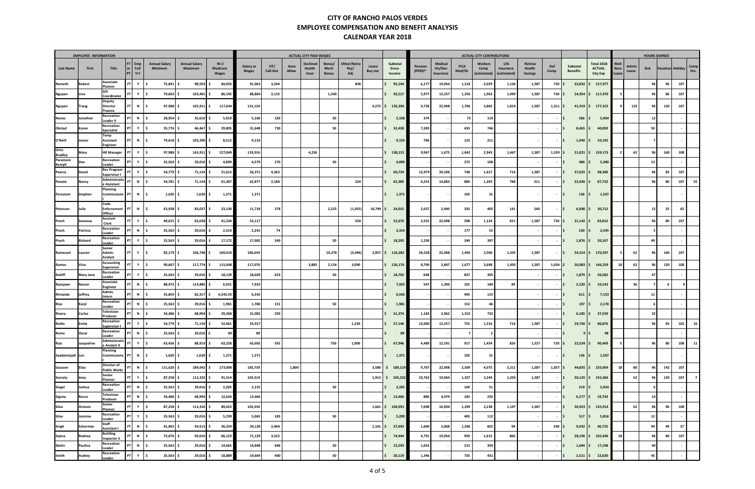# CITY OF RANCHO PALOS VERDES
## EMPLOYEE COMPENSATION AND BENEFIT ANALYSIS
## CALENDAR YEAR 2018

| EMPLOYEE INFORMATION | | | | | | | | ACTUAL CITY PAID WAGES | | | | | | | | | ACTUAL CITY CONTRIBUTIONS | | | | | | | | | | HOURS EARNED | | | | | | |
|---|---|---|---|---|---|---|---|---|---|---|---|---|---|---|---|---|---|---|---|---|---|---|---|---|---|---|---|---|---|---|---|---|---|
| Last Name | First | Title | FT or PT | Emp Full Yr? | Annual Salary Minimum | Annual Salary Maximum | W-2 Medicare Wages | Salary or Wages | OT/ Call-Out | Auto Allow | Declined Health Insur | Bonus/ Merit Bonus | Other/Retro Pay/ Adj | Leave Buy out | Subtotal Gross Income | Pension (PERS)* | Medical Vis/Den Insurance | FICA Med/SS | Workers Comp (estimated) | Life Insurance (estimated) | Retiree Health Savings | Def Comp | Subtotal Benefits | Total 2018 ACTUAL City Exp | Well-Ness Leave | Admin Leave | Sick | Vacation | Holiday | Comp Hrs. |
| Nemeth | Robert | Associate Planner | FT | Y | $ 75,841 | $ 98,503 | $ 84,033 | 91,063 | 3,244 | | | | 838 | | $ 95,144 | 6,177 | 19,964 | 1,218 | 2,029 | 1,136 | 1,587 | 720 | $ 32,832 | $ 127,977 | | | 96 | 96 | 107 | |
| Nguyen | Lina | GIS Coordinator | FT | Y | $ 79,603 | $ 103,401 | $ 86,195 | 88,884 | 2,132 | | | 1,500 | | | $ 92,517 | 5,977 | 12,357 | 1,250 | 1,963 | 1,099 | 1,587 | 720 | $ 24,954 | $ 117,470 | 5 | | 96 | 86 | 107 | |
| Nguyen | Trang | Deputy Director Finance | FT | N | $ 97,988 | $ 165,911 | $ 117,644 | 131,124 | | | | | | 4,272 | $ 135,396 | 9,728 | 22,908 | 1,706 | 2,865 | 1,814 | 1,587 | 1,311 | $ 41,919 | $ 177,315 | 9 | 125 | 96 | 130 | 107 | |
| Nunez | Jonathan | Recreation Leader II | PT | N | $ 28,954 | $ 35,610 | $ 5,019 | 5,106 | 183 | | | 50 | | | $ 5,338 | 374 | - | 73 | 119 | | - | - | $ 566 | $ 5,904 | | | 12 | | - | |
| Okstad | Karen | Recreation Specialist | PT | Y | $ 35,776 | $ 46,467 | $ 29,895 | 31,648 | 730 | | | 50 | | | $ 32,428 | 7,285 | - | 433 | 746 | | - | - | $ 8,465 | $ 40,893 | | | 50 | | - | |
| O'Neill | James | Temp Assistant Engineer | PT | N | $ 79,618 | $ 103,396 | $ 8,512 | 9,153 | | | | | | | $ 9,153 | 706 | - | 123 | 211 | | - | - | $ 1,040 | $ 10,192 | | | 7 | | - | |
| Ortiz Bradley | Mary | HR Manager | FT | Y | $ 97,988 | $ 165,911 | $ 127,049 | 133,916 | | | 4,236 | | | | $ 138,152 | 9,967 | 1,675 | 1,842 | 2,943 | 1,667 | 1,587 | 1,339 | $ 21,021 | $ 159,173 | 2 | 62 | 96 | 160 | 108 | |
| Paramore Kemph | Dee | Recreation Leader | PT | Y | $ 25,563 | $ 29,016 | $ 4,899 | 4,579 | 270 | | | 50 | | | $ 4,899 | - | - | 372 | 108 | | - | - | $ 480 | $ 5,380 | | | 13 | | - | |
| Pearce | David | Rec Program Supervisor I | FT | Y | $ 54,779 | $ 71,134 | $ 51,613 | 56,371 | 4,363 | | | | | | $ 60,734 | 12,979 | 20,206 | 748 | 1,417 | 716 | 1,587 | - | $ 37,655 | $ 98,389 | | | 96 | 83 | 107 | |
| Penate | Nancy | Administrative Assistant | FT | N | $ 54,781 | $ 71,134 | $ 61,307 | 62,877 | 2,184 | | | | 224 | | $ 65,285 | 4,253 | 14,802 | 889 | 1,393 | 788 | 311 | - | $ 22,436 | $ 87,722 | | | 96 | 80 | 107 | 55 |
| Perestam | Stephen | Planning Commissioner | PT | N | $ 1,620 | $ 1,620 | $ 1,371 | 1,371 | | | | | | | $ 1,371 | - | - | 105 | 31 | | - | - | $ 136 | $ 1,507 | | | | | - | |
| Peterson | Julie | Code Enforcement Officer | FT | N | $ 63,938 | $ 83,037 | $ 23,130 | 11,718 | 378 | | | 2,225 | (1,055) | 10,749 | $ 24,015 | 2,637 | 2,940 | 335 | 405 | 141 | 240 | - | $ 6,698 | $ 30,712 | | | 15 | 25 | 63 | |
| Proch | Sovanna | Account Clerk | FT | Y | $ 49,015 | $ 63,638 | $ 41,234 | 52,117 | | | | | 554 | | $ 52,670 | 3,555 | 22,908 | 598 | 1,124 | 651 | 1,587 | 720 | $ 31,142 | $ 83,812 | | | 96 | 80 | 107 | |
| Proch | Patricia | Recreation Leader | PT | N | $ 25,563 | $ 29,016 | $ 2,314 | 2,241 | 74 | | | | | | $ 2,314 | - | - | 177 | 53 | | - | - | $ 230 | $ 2,545 | | | 5 | | - | |
| Proch | Richard | Recreation Leader | PT | Y | $ 25,563 | $ 29,016 | $ 17,172 | 17,902 | 340 | | | 50 | | | $ 18,292 | 1,230 | - | 249 | 397 | | - | - | $ 1,876 | $ 20,167 | | | 49 | | - | |
| Ramezani | Lauren | Senior Admin. Analyst | FT | Y | $ 82,179 | $ 106,748 | $ 100,010 | 106,643 | | | | 10,278 | (3,496) | 2,857 | $ 116,282 | 24,528 | 22,908 | 1,450 | 2,506 | 1,335 | 1,587 | - | $ 54,314 | $ 170,597 | 5 | 62 | 96 | 160 | 107 | |
| Ramos | Vina | Accounting Supervisor | FT | Y | $ 90,667 | $ 117,774 | $ 115,648 | 117,070 | | | 3,883 | 2,134 | 3,090 | | $ 126,176 | 8,790 | 2,847 | 1,677 | 2,698 | 1,450 | 1,587 | 1,034 | $ 20,083 | $ 146,259 | 18 | 62 | 96 | 120 | 108 | |
| Ratliff | Mary Jane | Recreation Leader | PT | Y | $ 25,563 | $ 29,016 | $ 18,139 | 18,029 | 623 | | | 50 | | | $ 18,702 | 648 | - | 837 | 395 | | - | - | $ 1,879 | $ 20,582 | | | 47 | | - | |
| Razepoor | Nasser | Associate Engineer | FT | N | $ 88,475 | $ 114,885 | $ 6,931 | 7,923 | | | | | | | $ 7,923 | 547 | 1,300 | 101 | 184 | 89 | - | - | $ 2,220 | $ 10,143 | | 36 | 7 | 6 | 9 | |
| Rimando | Jeffrey | Admin. Intern | PT | N | $ 25,854 | $ 62,317 | $ 6,542.05 | 6,542 | | | | | | | $ 6,542 | - | - | 495 | 115 | | - | - | $ 611 | $ 7,153 | | | 11 | | - | |
| Rios | Karyl | Recreation Leader | PT | N | $ 25,563 | $ 29,016 | $ 1,981 | 1,780 | 151 | | | 50 | | | $ 1,981 | - | - | 152 | 46 | | - | - | $ 197 | $ 2,178 | | | 6 | | - | |
| Rivera | Carlos | Television Producer | PT | N | $ 34,486 | $ 68,994 | $ 29,368 | 31,082 | 293 | | | | | | $ 31,374 | 1,183 | 2,962 | 1,319 | 722 | | - | - | $ 6,185 | $ 37,559 | | | 32 | | - | |
| Rodin | Emily | Recreation Supervisor I | FT | Y | $ 54,779 | $ 71,134 | $ 52,061 | 55,917 | | | | | 1,230 | | $ 57,146 | 13,000 | 12,357 | 755 | 1,316 | 716 | 1,587 | - | $ 29,730 | $ 86,876 | | | 96 | 83 | 102 | 16 |
| Romo | Oscar | Recreation Leader | PT | N | $ 25,563 | $ 29,016 | $ 89 | 89 | | | | | | | $ 89 | - | - | 7 | 2 | | - | - | $ 9 | $ 98 | | | | | - | |
| Ruiz | Jacqueline | Administrative Analyst II | FT | Y | $ 63,436 | $ 88,919 | $ 63,228 | 65,605 | 591 | | | 750 | 1,000 | | $ 67,946 | 4,489 | 12,591 | 917 | 1,454 | 826 | 1,527 | 720 | $ 22,524 | $ 90,469 | 5 | | 96 | 80 | 108 | 11 |
| Saadatnejadi | Lan | Planning Commissioner | PT | N | $ 1,620 | $ 1,620 | $ 1,371 | 1,371 | | | | | | | $ 1,371 | - | - | 105 | 31 | | - | - | $ 136 | $ 1,507 | | | | | - | |
| Sassoon | Elias | Director of Public Works | FT | N | $ 111,620 | $ 189,642 | $ 173,000 | 183,739 | | 1,800 | | | | 3,580 | $ 189,119 | 9,707 | 22,908 | 2,509 | 4,075 | 2,211 | 1,587 | 1,837 | $ 44,835 | $ 233,954 | 18 | 80 | 96 | 142 | 107 | |
| Seeraty | Amy | Senior Planner | FT | Y | $ 87,258 | $ 113,332 | $ 91,514 | 103,319 | | | | | | 1,913 | $ 105,232 | 23,762 | 19,964 | 1,327 | 2,244 | 1,250 | 1,587 | - | $ 50,135 | $ 155,366 | | 62 | 96 | 120 | 107 | 7 |
| Siegel | Joshua | Recreation Leader | PT | N | $ 25,563 | $ 29,016 | $ 2,205 | 2,155 | | | | 50 | | | $ 2,205 | - | - | 169 | 51 | | - | - | $ 219 | $ 2,424 | | | 6 | | - | |
| Sigona | Rocco | Television Producer | PT | N | $ 34,486 | $ 68,994 | $ 12,624 | 13,466 | | | | | | | $ 13,466 | 880 | 4,979 | 183 | 235 | | - | - | $ 6,277 | $ 19,743 | | | 14 | | - | |
| Silva | Octavio | Senior Planner | FT | Y | $ 87,258 | $ 113,332 | $ 89,623 | 103,330 | | | | | | 1,661 | $ 104,991 | 7,698 | 16,904 | 1,299 | 2,238 | 1,197 | 1,587 | - | $ 30,923 | $ 135,914 | | 62 | 96 | 96 | 108 | |
| Silva | Jazmine | Recreation Leader | PT | Y | $ 25,563 | $ 29,016 | $ 5,299 | 5,065 | 185 | | | 50 | | | $ 5,299 | - | - | 405 | 112 | | - | - | $ 517 | $ 5,816 | | | 12 | | - | |
| Singh | Scherman | Staff Assistant I | FT | N | $ 41,962 | $ 54,513 | $ 36,254 | 34,128 | 2,464 | | | | | 1,101 | $ 37,693 | 1,600 | 5,068 | 1,206 | 825 | 94 | - | 240 | $ 9,032 | $ 46,725 | | | 94 | 49 | 27 | |
| Sipma | Rodney | Building Inspector II | FT | N | $ 72,076 | $ 93,610 | $ 66,123 | 71,129 | 3,315 | | | | | | $ 74,444 | 4,791 | 19,964 | 959 | 1,615 | 866 | - | - | $ 28,196 | $ 102,640 | 18 | | 96 | 80 | 107 | |
| Skelin | Paulina | Recreation Leader | PT | N | $ 25,563 | $ 29,016 | $ 14,665 | 14,848 | 696 | | | 50 | | | $ 15,593 | 1,033 | - | 213 | 359 | | - | - | $ 1,604 | $ 17,198 | | | 40 | | - | |
| Smith | Audrey | Recreation Leader | PT | Y | $ 25,563 | $ 29,016 | $ 18,889 | 19,669 | 400 | | | 50 | | | $ 20,119 | 1,346 | - | 735 | 431 | | - | - | $ 2,511 | $ 22,630 | | | 45 | | - | |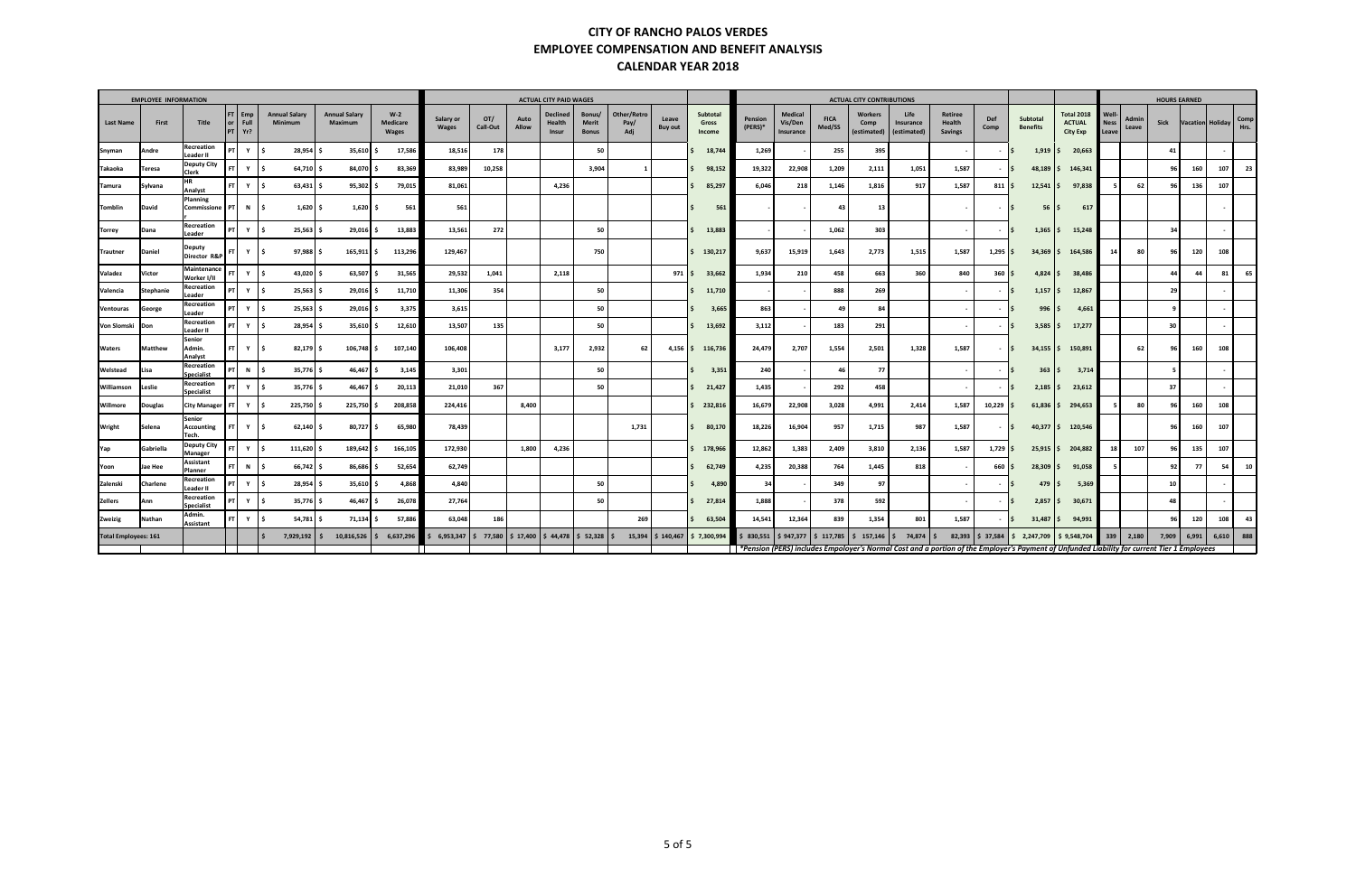# CITY OF RANCHO PALOS VERDES
## EMPLOYEE COMPENSATION AND BENEFIT ANALYSIS
## CALENDAR YEAR 2018

| EMPLOYEE INFORMATION | | | | | | | | ACTUAL CITY PAID WAGES | | | | | | | | ACTUAL CITY CONTRIBUTIONS | | | | | | | | | HOURS EARNED | | | | | |
|---|---|---|---|---|---|---|---|---|---|---|---|---|---|---|---|---|---|---|---|---|---|---|---|---|---|---|---|---|---|---|
| Last Name | First | Title | FT or PT | Emp Full Yr? | Annual Salary Minimum | Annual Salary Maximum | W-2 Medicare Wages | Salary or Wages | OT/ Call-Out | Auto Allow | Declined Health Insur | Bonus/ Merit Bonus | Other/Retro Pay/ Adj | Leave Buy out | Subtotal Gross Income | Pension (PERS)* | Medical Vis/Den Insurance | FICA Med/SS | Workers Comp (estimated) | Life Insurance (estimated) | Retiree Health Savings | Def Comp | Subtotal Benefits | Total 2018 ACTUAL City Exp | Well-Ness Leave | Admin Leave | Sick | Vacation | Holiday | Comp Hrs. |
| Snyman | Andre | Recreation Leader II | PT | Y | $ 28,954 | $ 35,610 | $ 17,586 | 18,516 | 178 | | | 50 | | | $ 18,744 | 1,269 | - | 255 | 395 | | - | - | $ 1,919 | $ 20,663 | | | 41 | | - | |
| Takaoka | Teresa | Deputy City Clerk | FT | Y | $ 64,710 | $ 84,070 | $ 83,369 | 83,989 | 10,258 | | | 3,904 | 1 | | $ 98,152 | 19,322 | 22,908 | 1,209 | 2,111 | 1,051 | 1,587 | - | $ 48,189 | $ 146,341 | | | 96 | 160 | 107 | 23 |
| Tamura | Sylvana | HR Analyst | FT | Y | $ 63,431 | $ 95,302 | $ 79,015 | 81,061 | | | 4,236 | | | | $ 85,297 | 6,046 | 218 | 1,146 | 1,816 | 917 | 1,587 | 811 | $ 12,541 | $ 97,838 | 5 | 62 | 96 | 136 | 107 | |
| Tomblin | David | Planning Commissioner | PT | N | $ 1,620 | $ 1,620 | $ 561 | 561 | | | | | | | $ 561 | - | - | 43 | 13 | | - | - | $ 56 | $ 617 | | | | | - | |
| Torrey | Dana | Recreation Leader | PT | Y | $ 25,563 | $ 29,016 | $ 13,883 | 13,561 | 272 | | | 50 | | | $ 13,883 | - | - | 1,062 | 303 | | - | - | $ 1,365 | $ 15,248 | | | 34 | | - | |
| Trautner | Daniel | Deputy Director R&P | FT | Y | $ 97,988 | $ 165,911 | $ 113,296 | 129,467 | | | | 750 | | | $ 130,217 | 9,637 | 15,919 | 1,643 | 2,773 | 1,515 | 1,587 | 1,295 | $ 34,369 | $ 164,586 | 14 | 80 | 96 | 120 | 108 | |
| Valadez | Victor | Maintenance Worker I/II | FT | Y | $ 43,020 | $ 63,507 | $ 31,565 | 29,532 | 1,041 | | 2,118 | | | 971 | $ 33,662 | 1,934 | 210 | 458 | 663 | 360 | 840 | 360 | $ 4,824 | $ 38,486 | | | 44 | 44 | 81 | 65 |
| Valencia | Stephanie | Recreation Leader | PT | Y | $ 25,563 | $ 29,016 | $ 11,710 | 11,306 | 354 | | | 50 | | | $ 11,710 | - | - | 888 | 269 | | - | - | $ 1,157 | $ 12,867 | | | 29 | | - | |
| Ventouras | George | Recreation Leader | PT | Y | $ 25,563 | $ 29,016 | $ 3,375 | 3,615 | | | | 50 | | | $ 3,665 | 863 | - | 49 | 84 | | - | - | $ 996 | $ 4,661 | | | 9 | | - | |
| Von Slomski | Don | Recreation Leader II | PT | Y | $ 28,954 | $ 35,610 | $ 12,610 | 13,507 | 135 | | | 50 | | | $ 13,692 | 3,112 | - | 183 | 291 | | - | - | $ 3,585 | $ 17,277 | | | 30 | | - | |
| Waters | Matthew | Senior Admin. Analyst | FT | Y | $ 82,179 | $ 106,748 | $ 107,140 | 106,408 | | | 3,177 | 2,932 | 62 | 4,156 | $ 116,736 | 24,479 | 2,707 | 1,554 | 2,501 | 1,328 | 1,587 | - | $ 34,155 | $ 150,891 | | 62 | 96 | 160 | 108 | |
| Welstead | Lisa | Recreation Specialist | PT | N | $ 35,776 | $ 46,467 | $ 3,145 | 3,301 | | | | 50 | | | $ 3,351 | 240 | - | 46 | 77 | | - | - | $ 363 | $ 3,714 | | | 5 | | - | |
| Williamson | Leslie | Recreation Specialist | PT | Y | $ 35,776 | $ 46,467 | $ 20,113 | 21,010 | 367 | | | 50 | | | $ 21,427 | 1,435 | - | 292 | 458 | | - | - | $ 2,185 | $ 23,612 | | | 37 | | - | |
| Willmore | Douglas | City Manager | FT | Y | $ 225,750 | $ 225,750 | $ 208,858 | 224,416 | | 8,400 | | | | | $ 232,816 | 16,679 | 22,908 | 3,028 | 4,991 | 2,414 | 1,587 | 10,229 | $ 61,836 | $ 294,653 | 5 | 80 | 96 | 160 | 108 | |
| Wright | Selena | Senior Accounting Tech. | FT | Y | $ 62,140 | $ 80,727 | $ 65,980 | 78,439 | | | | | 1,731 | | $ 80,170 | 18,226 | 16,904 | 957 | 1,715 | 987 | 1,587 | - | $ 40,377 | $ 120,546 | | | 96 | 160 | 107 | |
| Yap | Gabriella | Deputy City Manager | FT | Y | $ 111,620 | $ 189,642 | $ 166,105 | 172,930 | | 1,800 | 4,236 | | | | $ 178,966 | 12,862 | 1,383 | 2,409 | 3,810 | 2,136 | 1,587 | 1,729 | $ 25,915 | $ 204,882 | 18 | 107 | 96 | 135 | 107 | |
| Yoon | Jae Hee | Assistant Planner | FT | N | $ 66,742 | $ 86,686 | $ 52,654 | 62,749 | | | | | | | $ 62,749 | 4,235 | 20,388 | 764 | 1,445 | 818 | - | 660 | $ 28,309 | $ 91,058 | 5 | | 92 | 77 | 54 | 10 |
| Zalenski | Charlene | Recreation Leader II | PT | Y | $ 28,954 | $ 35,610 | $ 4,868 | 4,840 | | | | 50 | | | $ 4,890 | 34 | - | 349 | 97 | | - | - | $ 479 | $ 5,369 | | | 10 | | - | |
| Zellers | Ann | Recreation Specialist | PT | Y | $ 35,776 | $ 46,467 | $ 26,078 | 27,764 | | | | 50 | | | $ 27,814 | 1,888 | - | 378 | 592 | | - | - | $ 2,857 | $ 30,671 | | | 48 | | - | |
| Zweizig | Nathan | Admin. Assistant | FT | Y | $ 54,781 | $ 71,134 | $ 57,886 | 63,048 | 186 | | | | 269 | | $ 63,504 | 14,541 | 12,364 | 839 | 1,354 | 801 | 1,587 | - | $ 31,487 | $ 94,991 | | | 96 | 120 | 108 | 43 |
| Total Employees: 161 | | | | | $ 7,929,192 | $ 10,816,526 | $ 6,637,296 | $ 6,953,347 | $ 77,580 | $ 17,400 | $ 44,478 | $ 52,328 | $ 15,394 | $ 140,467 | $ 7,300,994 | $ 830,551 | $ 947,377 | $ 117,785 | $ 157,146 | $ 74,874 | $ 82,393 | $ 37,584 | $ 2,247,709 | $ 9,548,704 | 339 | 2,180 | 7,909 | 6,991 | 6,610 | 888 |

*\*Pension (PERS) includes Empoloyer's Normal Cost and a portion of the Employer's Payment of Unfunded Liability for current Tier 1 Employees*